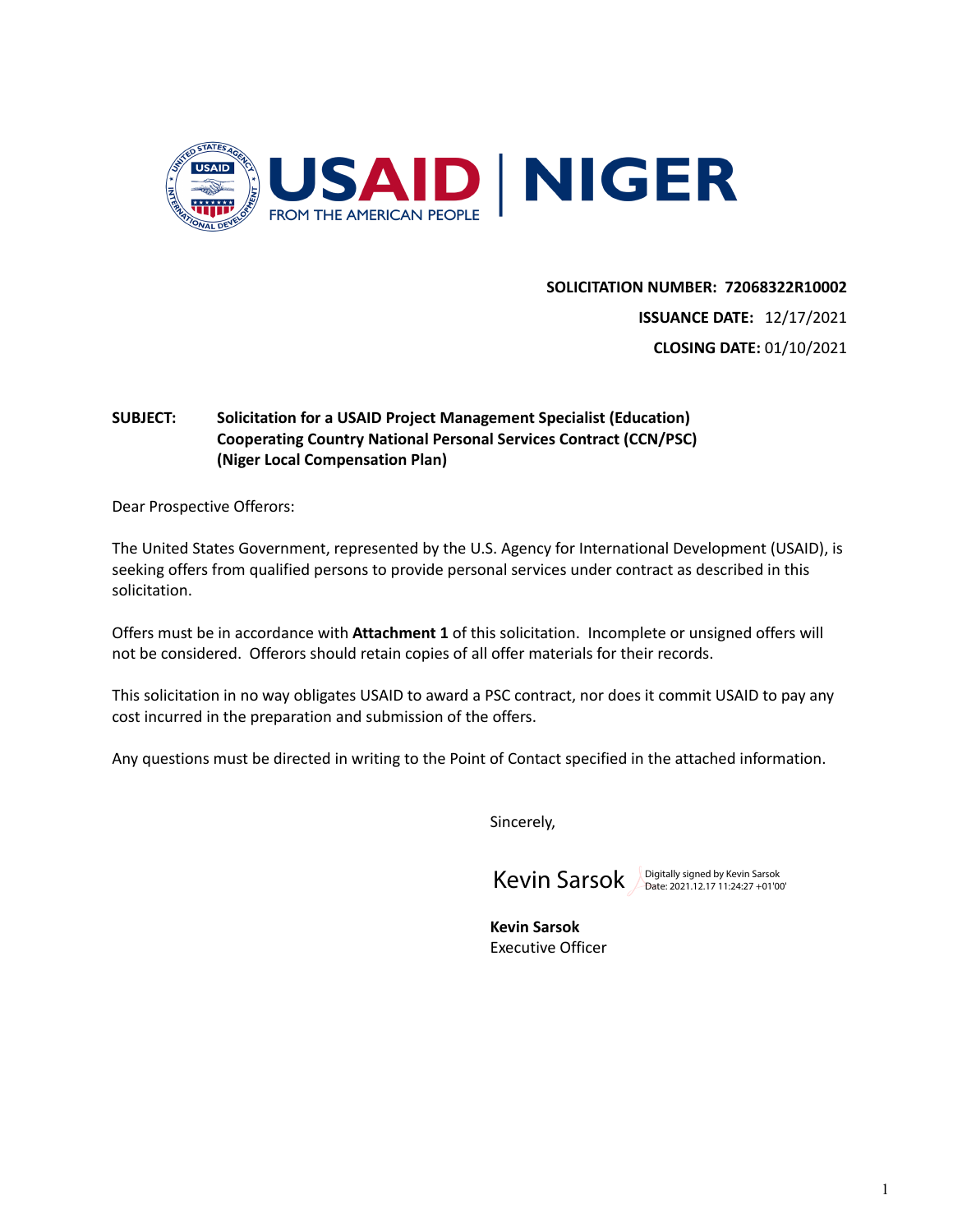USAID | NIGER
FROM THE AMERICAN PEOPLE

**SOLICITATION NUMBER: 72068322R10002**

**ISSUANCE DATE:** 12/17/2021

**CLOSING DATE:** 01/10/2021

**SUBJECT: Solicitation for a USAID Project Management Specialist (Education) Cooperating Country National Personal Services Contract (CCN/PSC) (Niger Local Compensation Plan)**

Dear Prospective Offerors:

The United States Government, represented by the U.S. Agency for International Development (USAID), is seeking offers from qualified persons to provide personal services under contract as described in this solicitation.

Offers must be in accordance with **Attachment 1** of this solicitation. Incomplete or unsigned offers will not be considered. Offerors should retain copies of all offer materials for their records.

This solicitation in no way obligates USAID to award a PSC contract, nor does it commit USAID to pay any cost incurred in the preparation and submission of the offers.

Any questions must be directed in writing to the Point of Contact specified in the attached information.

Sincerely,

Kevin Sarsok
Digitally signed by Kevin Sarsok
Date: 2021.12.17 11:24:27 +01'00'

**Kevin Sarsok**
Executive Officer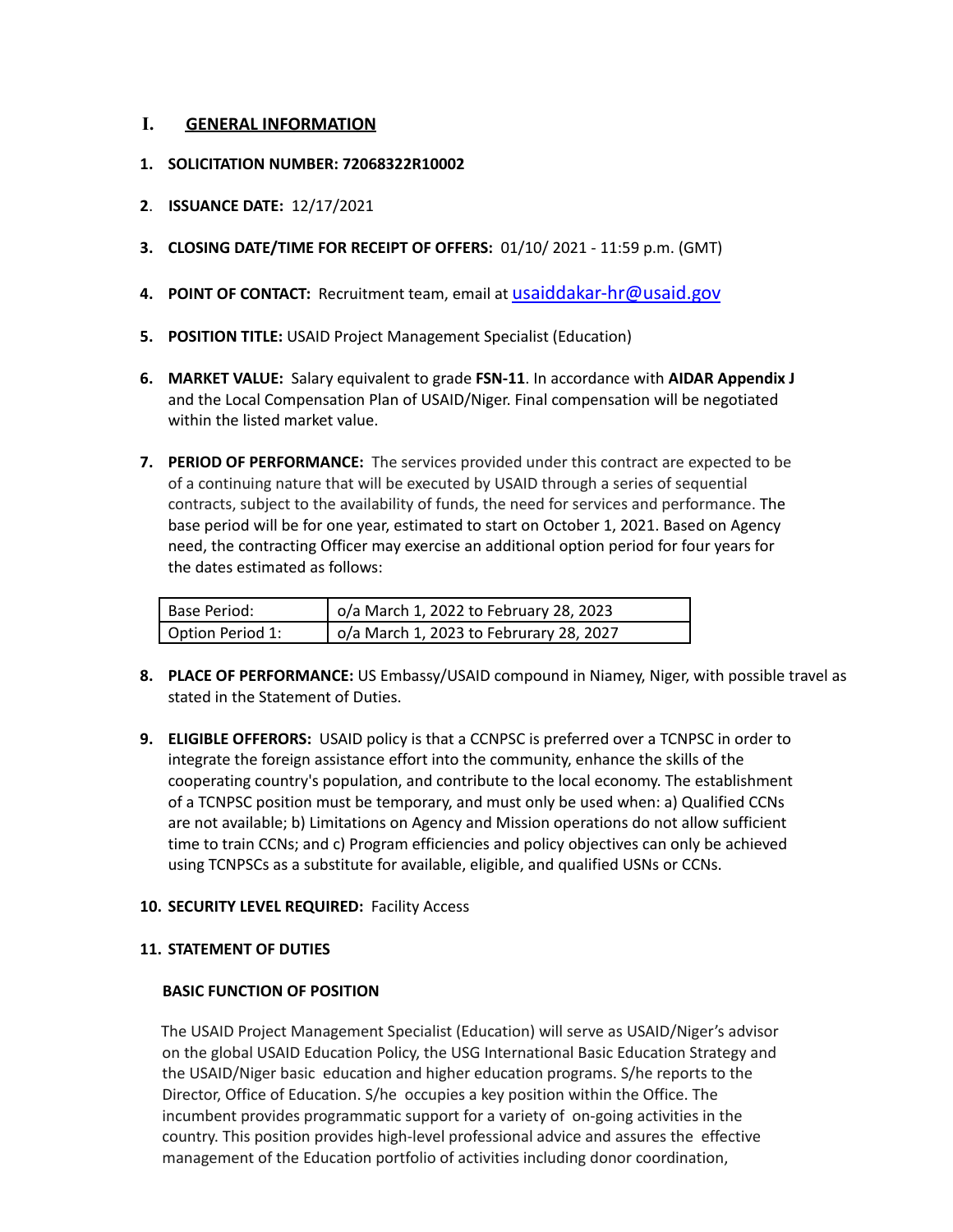## I. GENERAL INFORMATION

1. **SOLICITATION NUMBER: 72068322R10002**

2. **ISSUANCE DATE:** 12/17/2021

3. **CLOSING DATE/TIME FOR RECEIPT OF OFFERS:** 01/10/ 2021 - 11:59 p.m. (GMT)

4. **POINT OF CONTACT:** Recruitment team, email at usaiddakar-hr@usaid.gov

5. **POSITION TITLE:** USAID Project Management Specialist (Education)

6. **MARKET VALUE:** Salary equivalent to grade **FSN-11**. In accordance with **AIDAR Appendix J** and the Local Compensation Plan of USAID/Niger. Final compensation will be negotiated within the listed market value.

7. **PERIOD OF PERFORMANCE:** The services provided under this contract are expected to be of a continuing nature that will be executed by USAID through a series of sequential contracts, subject to the availability of funds, the need for services and performance. The base period will be for one year, estimated to start on October 1, 2021. Based on Agency need, the contracting Officer may exercise an additional option period for four years for the dates estimated as follows:

| Base Period: | o/a March 1, 2022 to February 28, 2023 |
|---|---|
| Option Period 1: | o/a March 1, 2023 to Februrary 28, 2027 |

8. **PLACE OF PERFORMANCE:** US Embassy/USAID compound in Niamey, Niger, with possible travel as stated in the Statement of Duties.

9. **ELIGIBLE OFFERORS:** USAID policy is that a CCNPSC is preferred over a TCNPSC in order to integrate the foreign assistance effort into the community, enhance the skills of the cooperating country's population, and contribute to the local economy. The establishment of a TCNPSC position must be temporary, and must only be used when: a) Qualified CCNs are not available; b) Limitations on Agency and Mission operations do not allow sufficient time to train CCNs; and c) Program efficiencies and policy objectives can only be achieved using TCNPSCs as a substitute for available, eligible, and qualified USNs or CCNs.

10. **SECURITY LEVEL REQUIRED:** Facility Access

11. **STATEMENT OF DUTIES**

**BASIC FUNCTION OF POSITION**

The USAID Project Management Specialist (Education) will serve as USAID/Niger's advisor on the global USAID Education Policy, the USG International Basic Education Strategy and the USAID/Niger basic education and higher education programs. S/he reports to the Director, Office of Education. S/he occupies a key position within the Office. The incumbent provides programmatic support for a variety of on-going activities in the country. This position provides high-level professional advice and assures the effective management of the Education portfolio of activities including donor coordination,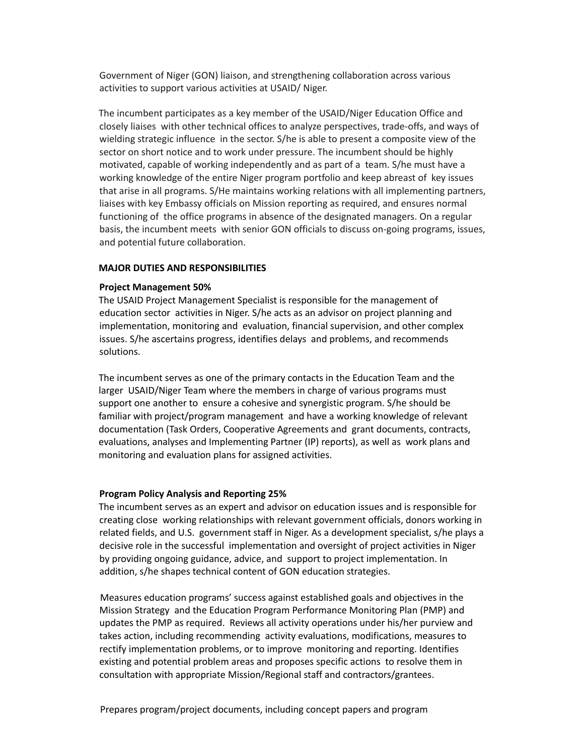Government of Niger (GON) liaison, and strengthening collaboration across various activities to support various activities at USAID/ Niger.

The incumbent participates as a key member of the USAID/Niger Education Office and closely liaises with other technical offices to analyze perspectives, trade-offs, and ways of wielding strategic influence in the sector. S/he is able to present a composite view of the sector on short notice and to work under pressure. The incumbent should be highly motivated, capable of working independently and as part of a team. S/he must have a working knowledge of the entire Niger program portfolio and keep abreast of key issues that arise in all programs. S/He maintains working relations with all implementing partners, liaises with key Embassy officials on Mission reporting as required, and ensures normal functioning of the office programs in absence of the designated managers. On a regular basis, the incumbent meets with senior GON officials to discuss on-going programs, issues, and potential future collaboration.

**MAJOR DUTIES AND RESPONSIBILITIES**

**Project Management 50%**

The USAID Project Management Specialist is responsible for the management of education sector activities in Niger. S/he acts as an advisor on project planning and implementation, monitoring and evaluation, financial supervision, and other complex issues. S/he ascertains progress, identifies delays and problems, and recommends solutions.

The incumbent serves as one of the primary contacts in the Education Team and the larger USAID/Niger Team where the members in charge of various programs must support one another to ensure a cohesive and synergistic program. S/he should be familiar with project/program management and have a working knowledge of relevant documentation (Task Orders, Cooperative Agreements and grant documents, contracts, evaluations, analyses and Implementing Partner (IP) reports), as well as work plans and monitoring and evaluation plans for assigned activities.

**Program Policy Analysis and Reporting 25%**

The incumbent serves as an expert and advisor on education issues and is responsible for creating close working relationships with relevant government officials, donors working in related fields, and U.S. government staff in Niger. As a development specialist, s/he plays a decisive role in the successful implementation and oversight of project activities in Niger by providing ongoing guidance, advice, and support to project implementation. In addition, s/he shapes technical content of GON education strategies.

Measures education programs' success against established goals and objectives in the Mission Strategy and the Education Program Performance Monitoring Plan (PMP) and updates the PMP as required. Reviews all activity operations under his/her purview and takes action, including recommending activity evaluations, modifications, measures to rectify implementation problems, or to improve monitoring and reporting. Identifies existing and potential problem areas and proposes specific actions to resolve them in consultation with appropriate Mission/Regional staff and contractors/grantees.

Prepares program/project documents, including concept papers and program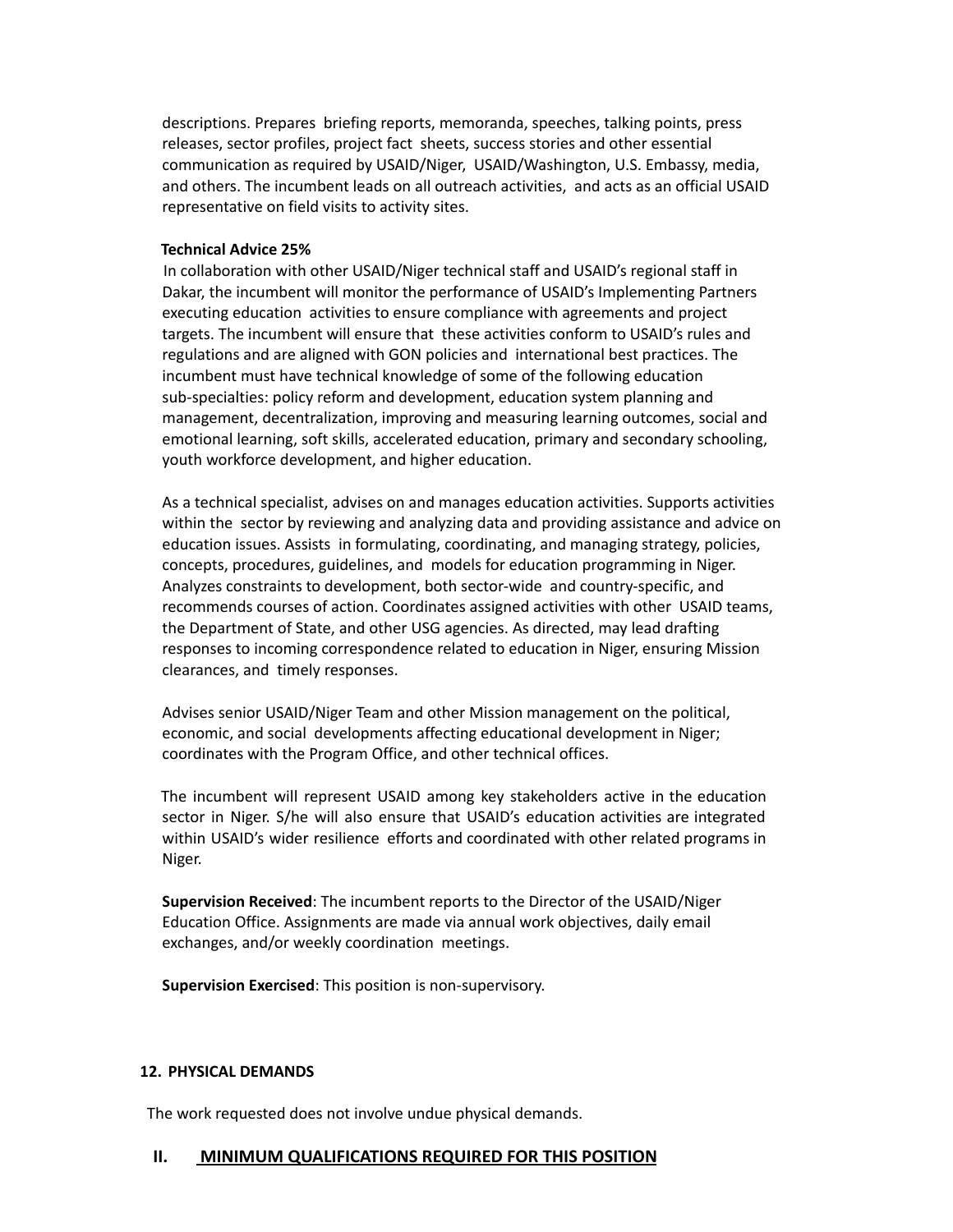descriptions. Prepares briefing reports, memoranda, speeches, talking points, press releases, sector profiles, project fact sheets, success stories and other essential communication as required by USAID/Niger, USAID/Washington, U.S. Embassy, media, and others. The incumbent leads on all outreach activities, and acts as an official USAID representative on field visits to activity sites.

**Technical Advice 25%**

In collaboration with other USAID/Niger technical staff and USAID's regional staff in Dakar, the incumbent will monitor the performance of USAID's Implementing Partners executing education activities to ensure compliance with agreements and project targets. The incumbent will ensure that these activities conform to USAID's rules and regulations and are aligned with GON policies and international best practices. The incumbent must have technical knowledge of some of the following education sub-specialties: policy reform and development, education system planning and management, decentralization, improving and measuring learning outcomes, social and emotional learning, soft skills, accelerated education, primary and secondary schooling, youth workforce development, and higher education.

As a technical specialist, advises on and manages education activities. Supports activities within the sector by reviewing and analyzing data and providing assistance and advice on education issues. Assists in formulating, coordinating, and managing strategy, policies, concepts, procedures, guidelines, and models for education programming in Niger. Analyzes constraints to development, both sector-wide and country-specific, and recommends courses of action. Coordinates assigned activities with other USAID teams, the Department of State, and other USG agencies. As directed, may lead drafting responses to incoming correspondence related to education in Niger, ensuring Mission clearances, and timely responses.

Advises senior USAID/Niger Team and other Mission management on the political, economic, and social developments affecting educational development in Niger; coordinates with the Program Office, and other technical offices.

The incumbent will represent USAID among key stakeholders active in the education sector in Niger. S/he will also ensure that USAID's education activities are integrated within USAID's wider resilience efforts and coordinated with other related programs in Niger.

**Supervision Received**: The incumbent reports to the Director of the USAID/Niger Education Office. Assignments are made via annual work objectives, daily email exchanges, and/or weekly coordination meetings.

**Supervision Exercised**: This position is non-supervisory.

**12. PHYSICAL DEMANDS**

The work requested does not involve undue physical demands.

## II. MINIMUM QUALIFICATIONS REQUIRED FOR THIS POSITION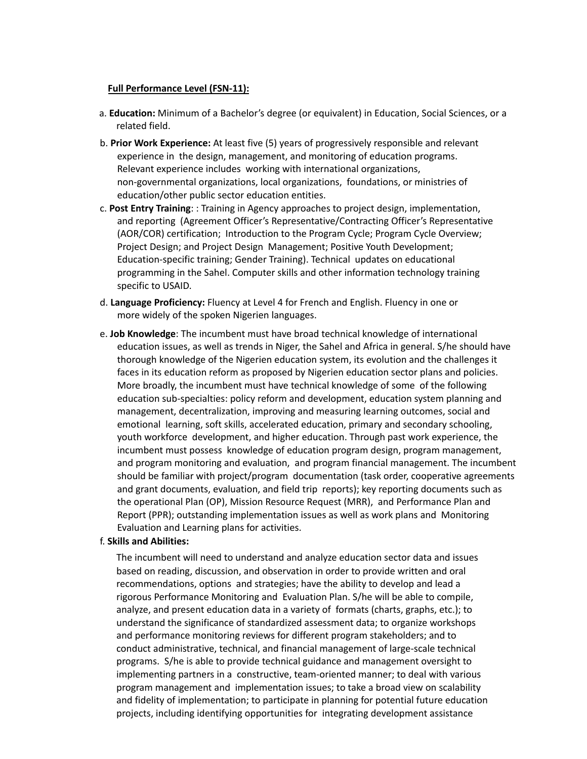**Full Performance Level (FSN-11):**

a. **Education:** Minimum of a Bachelor's degree (or equivalent) in Education, Social Sciences, or a related field.

b. **Prior Work Experience:** At least five (5) years of progressively responsible and relevant experience in the design, management, and monitoring of education programs. Relevant experience includes working with international organizations, non-governmental organizations, local organizations, foundations, or ministries of education/other public sector education entities.

c. **Post Entry Training**: : Training in Agency approaches to project design, implementation, and reporting (Agreement Officer's Representative/Contracting Officer's Representative (AOR/COR) certification; Introduction to the Program Cycle; Program Cycle Overview; Project Design; and Project Design Management; Positive Youth Development; Education-specific training; Gender Training). Technical updates on educational programming in the Sahel. Computer skills and other information technology training specific to USAID.

d. **Language Proficiency:** Fluency at Level 4 for French and English. Fluency in one or more widely of the spoken Nigerien languages.

e. **Job Knowledge**: The incumbent must have broad technical knowledge of international education issues, as well as trends in Niger, the Sahel and Africa in general. S/he should have thorough knowledge of the Nigerien education system, its evolution and the challenges it faces in its education reform as proposed by Nigerien education sector plans and policies. More broadly, the incumbent must have technical knowledge of some of the following education sub-specialties: policy reform and development, education system planning and management, decentralization, improving and measuring learning outcomes, social and emotional learning, soft skills, accelerated education, primary and secondary schooling, youth workforce development, and higher education. Through past work experience, the incumbent must possess knowledge of education program design, program management, and program monitoring and evaluation, and program financial management. The incumbent should be familiar with project/program documentation (task order, cooperative agreements and grant documents, evaluation, and field trip reports); key reporting documents such as the operational Plan (OP), Mission Resource Request (MRR), and Performance Plan and Report (PPR); outstanding implementation issues as well as work plans and Monitoring Evaluation and Learning plans for activities.

f. **Skills and Abilities:**

The incumbent will need to understand and analyze education sector data and issues based on reading, discussion, and observation in order to provide written and oral recommendations, options and strategies; have the ability to develop and lead a rigorous Performance Monitoring and Evaluation Plan. S/he will be able to compile, analyze, and present education data in a variety of formats (charts, graphs, etc.); to understand the significance of standardized assessment data; to organize workshops and performance monitoring reviews for different program stakeholders; and to conduct administrative, technical, and financial management of large-scale technical programs. S/he is able to provide technical guidance and management oversight to implementing partners in a constructive, team-oriented manner; to deal with various program management and implementation issues; to take a broad view on scalability and fidelity of implementation; to participate in planning for potential future education projects, including identifying opportunities for integrating development assistance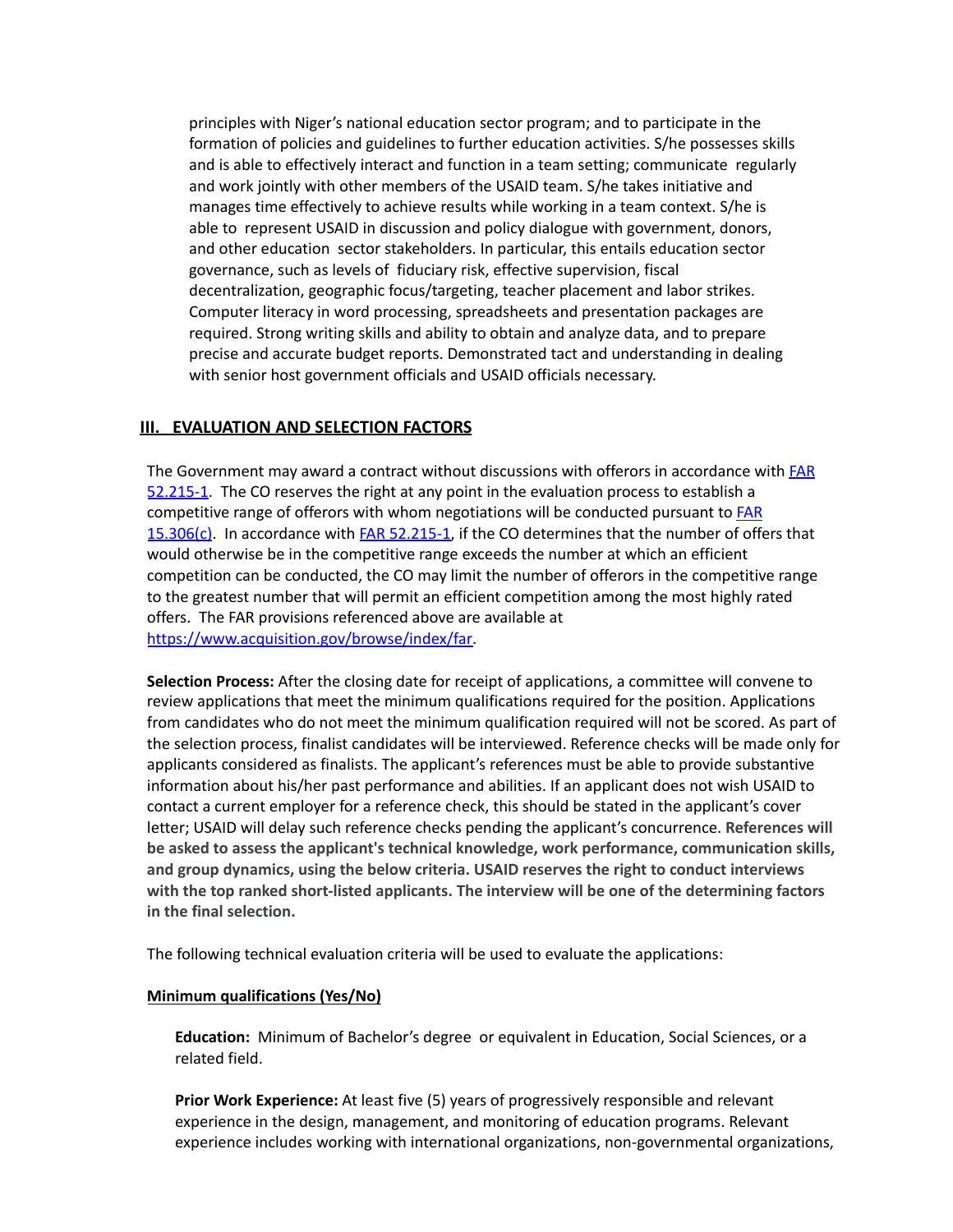principles with Niger's national education sector program; and to participate in the formation of policies and guidelines to further education activities. S/he possesses skills and is able to effectively interact and function in a team setting; communicate regularly and work jointly with other members of the USAID team. S/he takes initiative and manages time effectively to achieve results while working in a team context. S/he is able to represent USAID in discussion and policy dialogue with government, donors, and other education sector stakeholders. In particular, this entails education sector governance, such as levels of fiduciary risk, effective supervision, fiscal decentralization, geographic focus/targeting, teacher placement and labor strikes. Computer literacy in word processing, spreadsheets and presentation packages are required. Strong writing skills and ability to obtain and analyze data, and to prepare precise and accurate budget reports. Demonstrated tact and understanding in dealing with senior host government officials and USAID officials necessary.

## III. EVALUATION AND SELECTION FACTORS

The Government may award a contract without discussions with offerors in accordance with [FAR 52.215-1](). The CO reserves the right at any point in the evaluation process to establish a competitive range of offerors with whom negotiations will be conducted pursuant to [FAR 15.306(c)](). In accordance with [FAR 52.215-1](), if the CO determines that the number of offers that would otherwise be in the competitive range exceeds the number at which an efficient competition can be conducted, the CO may limit the number of offerors in the competitive range to the greatest number that will permit an efficient competition among the most highly rated offers. The FAR provisions referenced above are available at [https://www.acquisition.gov/browse/index/far](https://www.acquisition.gov/browse/index/far).

**Selection Process:** After the closing date for receipt of applications, a committee will convene to review applications that meet the minimum qualifications required for the position. Applications from candidates who do not meet the minimum qualification required will not be scored. As part of the selection process, finalist candidates will be interviewed. Reference checks will be made only for applicants considered as finalists. The applicant's references must be able to provide substantive information about his/her past performance and abilities. If an applicant does not wish USAID to contact a current employer for a reference check, this should be stated in the applicant's cover letter; USAID will delay such reference checks pending the applicant's concurrence. **References will be asked to assess the applicant's technical knowledge, work performance, communication skills, and group dynamics, using the below criteria. USAID reserves the right to conduct interviews with the top ranked short-listed applicants. The interview will be one of the determining factors in the final selection.**

The following technical evaluation criteria will be used to evaluate the applications:

**Minimum qualifications (Yes/No)**

**Education:** Minimum of Bachelor's degree or equivalent in Education, Social Sciences, or a related field.

**Prior Work Experience:** At least five (5) years of progressively responsible and relevant experience in the design, management, and monitoring of education programs. Relevant experience includes working with international organizations, non-governmental organizations,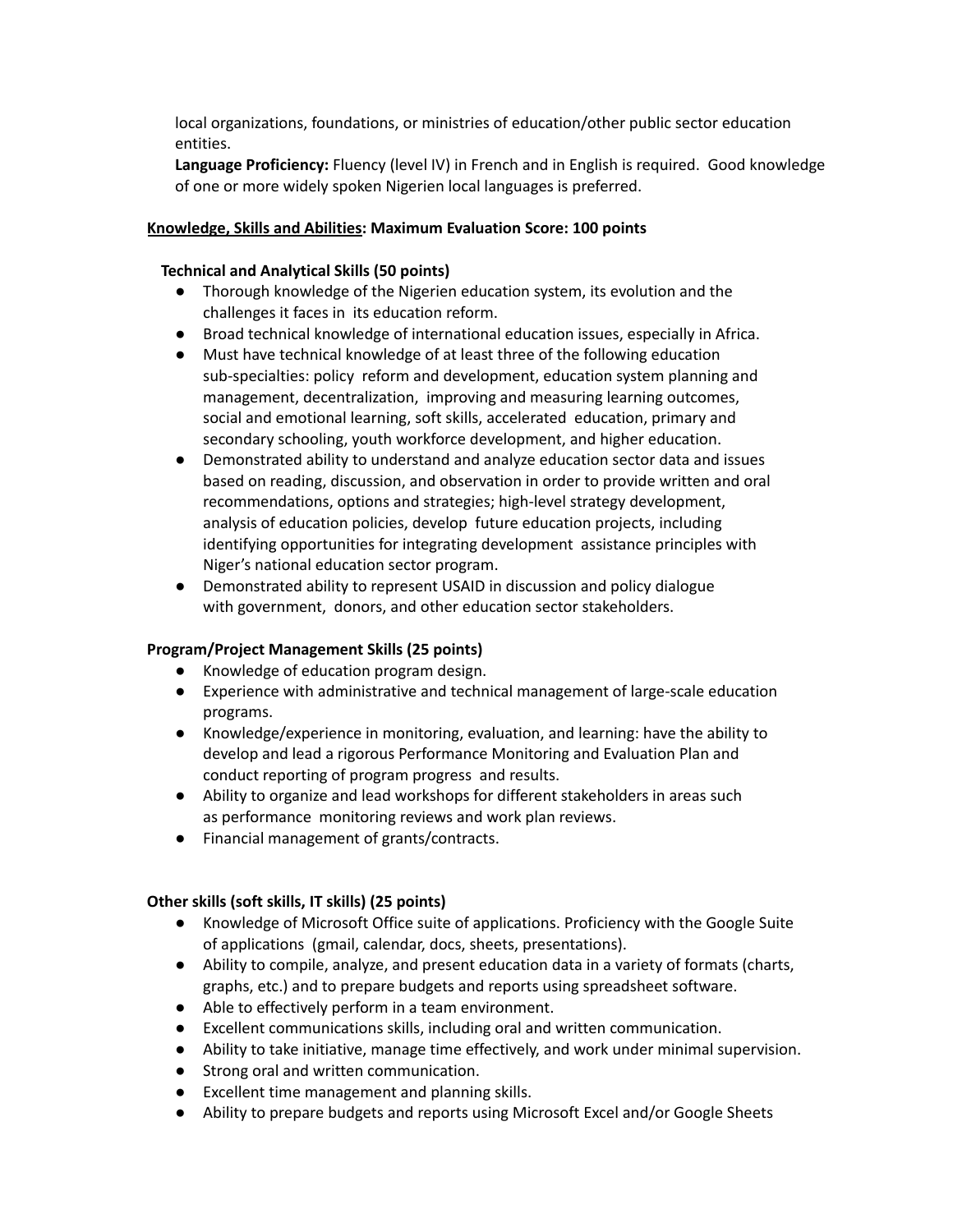local organizations, foundations, or ministries of education/other public sector education entities.

**Language Proficiency:** Fluency (level IV) in French and in English is required. Good knowledge of one or more widely spoken Nigerien local languages is preferred.

**<u>Knowledge, Skills and Abilities</u>: Maximum Evaluation Score: 100 points**

**Technical and Analytical Skills (50 points)**

- Thorough knowledge of the Nigerien education system, its evolution and the challenges it faces in its education reform.
- Broad technical knowledge of international education issues, especially in Africa.
- Must have technical knowledge of at least three of the following education sub-specialties: policy reform and development, education system planning and management, decentralization, improving and measuring learning outcomes, social and emotional learning, soft skills, accelerated education, primary and secondary schooling, youth workforce development, and higher education.
- Demonstrated ability to understand and analyze education sector data and issues based on reading, discussion, and observation in order to provide written and oral recommendations, options and strategies; high-level strategy development, analysis of education policies, develop future education projects, including identifying opportunities for integrating development assistance principles with Niger's national education sector program.
- Demonstrated ability to represent USAID in discussion and policy dialogue with government, donors, and other education sector stakeholders.

**Program/Project Management Skills (25 points)**

- Knowledge of education program design.
- Experience with administrative and technical management of large-scale education programs.
- Knowledge/experience in monitoring, evaluation, and learning: have the ability to develop and lead a rigorous Performance Monitoring and Evaluation Plan and conduct reporting of program progress and results.
- Ability to organize and lead workshops for different stakeholders in areas such as performance monitoring reviews and work plan reviews.
- Financial management of grants/contracts.

**Other skills (soft skills, IT skills) (25 points)**

- Knowledge of Microsoft Office suite of applications. Proficiency with the Google Suite of applications (gmail, calendar, docs, sheets, presentations).
- Ability to compile, analyze, and present education data in a variety of formats (charts, graphs, etc.) and to prepare budgets and reports using spreadsheet software.
- Able to effectively perform in a team environment.
- Excellent communications skills, including oral and written communication.
- Ability to take initiative, manage time effectively, and work under minimal supervision.
- Strong oral and written communication.
- Excellent time management and planning skills.
- Ability to prepare budgets and reports using Microsoft Excel and/or Google Sheets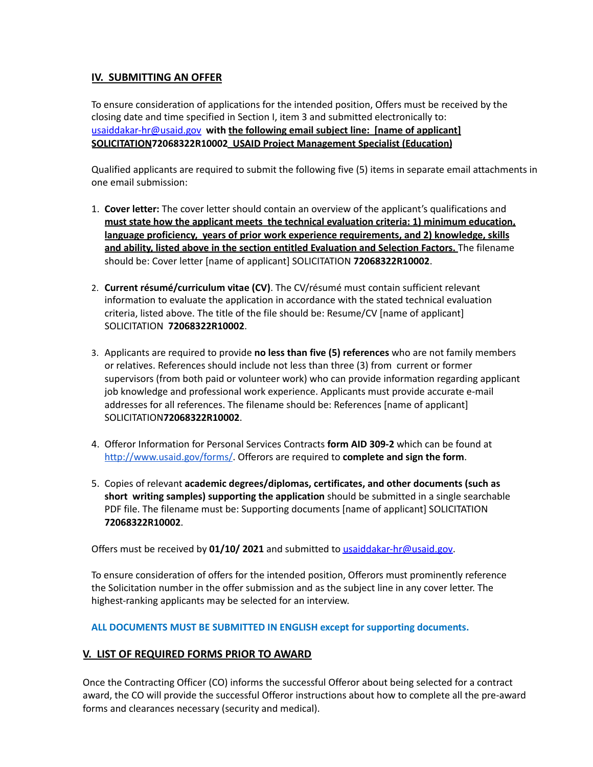## IV. SUBMITTING AN OFFER

To ensure consideration of applications for the intended position, Offers must be received by the closing date and time specified in Section I, item 3 and submitted electronically to: usaiddakar-hr@usaid.gov **with the following email subject line: [name of applicant] SOLICITATION72068322R10002 USAID Project Management Specialist (Education)**

Qualified applicants are required to submit the following five (5) items in separate email attachments in one email submission:

1. **Cover letter:** The cover letter should contain an overview of the applicant's qualifications and **must state how the applicant meets the technical evaluation criteria: 1) minimum education, language proficiency, years of prior work experience requirements, and 2) knowledge, skills and ability, listed above in the section entitled Evaluation and Selection Factors.** The filename should be: Cover letter [name of applicant] SOLICITATION **72068322R10002**.

2. **Current résumé/curriculum vitae (CV)**. The CV/résumé must contain sufficient relevant information to evaluate the application in accordance with the stated technical evaluation criteria, listed above. The title of the file should be: Resume/CV [name of applicant] SOLICITATION **72068322R10002**.

3. Applicants are required to provide **no less than five (5) references** who are not family members or relatives. References should include not less than three (3) from current or former supervisors (from both paid or volunteer work) who can provide information regarding applicant job knowledge and professional work experience. Applicants must provide accurate e-mail addresses for all references. The filename should be: References [name of applicant] SOLICITATION**72068322R10002**.

4. Offeror Information for Personal Services Contracts **form AID 309-2** which can be found at http://www.usaid.gov/forms/. Offerors are required to **complete and sign the form**.

5. Copies of relevant **academic degrees/diplomas, certificates, and other documents (such as short writing samples) supporting the application** should be submitted in a single searchable PDF file. The filename must be: Supporting documents [name of applicant] SOLICITATION **72068322R10002**.

Offers must be received by **01/10/ 2021** and submitted to usaiddakar-hr@usaid.gov.

To ensure consideration of offers for the intended position, Offerors must prominently reference the Solicitation number in the offer submission and as the subject line in any cover letter. The highest-ranking applicants may be selected for an interview.

**ALL DOCUMENTS MUST BE SUBMITTED IN ENGLISH except for supporting documents.**

## V. LIST OF REQUIRED FORMS PRIOR TO AWARD

Once the Contracting Officer (CO) informs the successful Offeror about being selected for a contract award, the CO will provide the successful Offeror instructions about how to complete all the pre-award forms and clearances necessary (security and medical).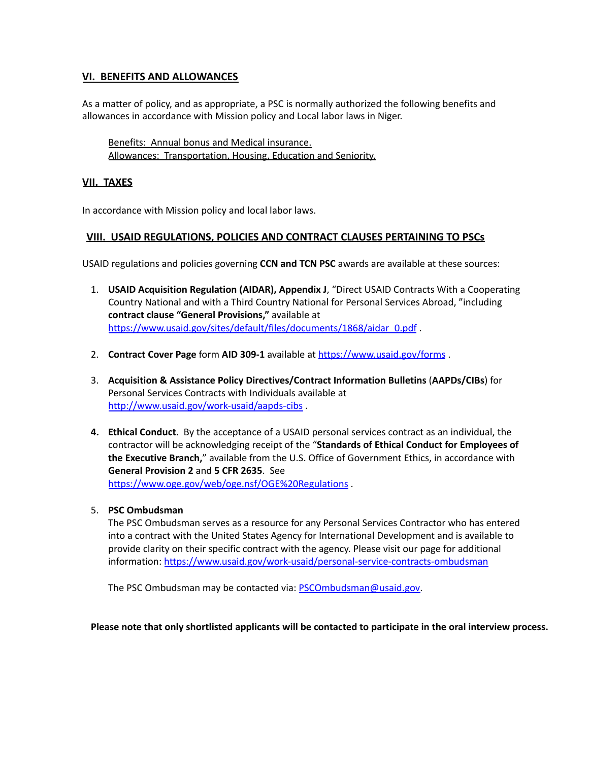## VI. BENEFITS AND ALLOWANCES

As a matter of policy, and as appropriate, a PSC is normally authorized the following benefits and allowances in accordance with Mission policy and Local labor laws in Niger.

Benefits: Annual bonus and Medical insurance.
Allowances: Transportation, Housing, Education and Seniority.

## VII. TAXES

In accordance with Mission policy and local labor laws.

## VIII. USAID REGULATIONS, POLICIES AND CONTRACT CLAUSES PERTAINING TO PSCs

USAID regulations and policies governing **CCN and TCN PSC** awards are available at these sources:

1. **USAID Acquisition Regulation (AIDAR), Appendix J**, "Direct USAID Contracts With a Cooperating Country National and with a Third Country National for Personal Services Abroad, "including **contract clause "General Provisions,"** available at https://www.usaid.gov/sites/default/files/documents/1868/aidar_0.pdf .

2. **Contract Cover Page** form **AID 309-1** available at https://www.usaid.gov/forms .

3. **Acquisition & Assistance Policy Directives/Contract Information Bulletins** (**AAPDs/CIBs**) for Personal Services Contracts with Individuals available at http://www.usaid.gov/work-usaid/aapds-cibs .

4. **Ethical Conduct.** By the acceptance of a USAID personal services contract as an individual, the contractor will be acknowledging receipt of the "**Standards of Ethical Conduct for Employees of the Executive Branch,**" available from the U.S. Office of Government Ethics, in accordance with **General Provision 2** and **5 CFR 2635**. See https://www.oge.gov/web/oge.nsf/OGE%20Regulations .

5. **PSC Ombudsman**
   The PSC Ombudsman serves as a resource for any Personal Services Contractor who has entered into a contract with the United States Agency for International Development and is available to provide clarity on their specific contract with the agency. Please visit our page for additional information: https://www.usaid.gov/work-usaid/personal-service-contracts-ombudsman

   The PSC Ombudsman may be contacted via: PSCOmbudsman@usaid.gov.

**Please note that only shortlisted applicants will be contacted to participate in the oral interview process.**